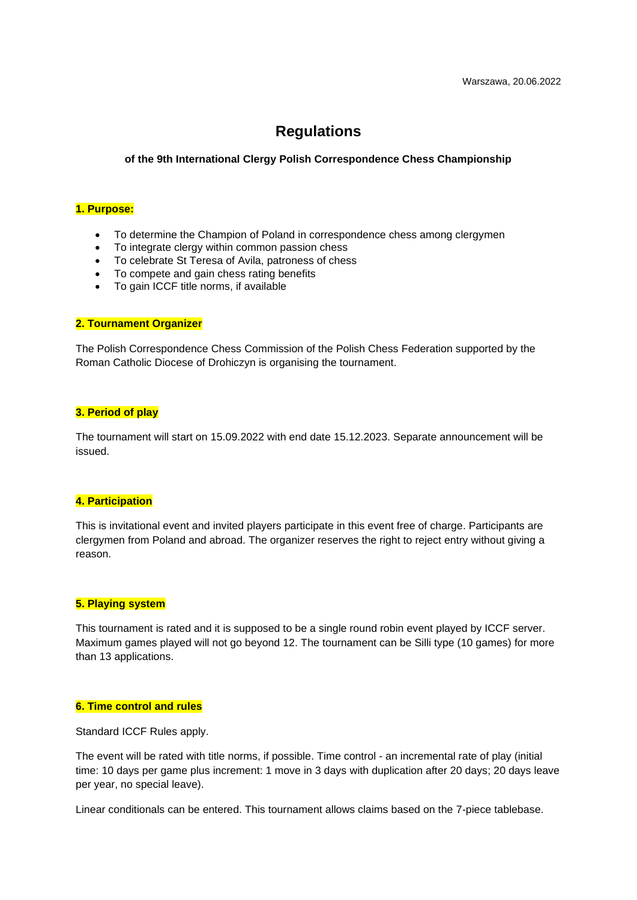Warszawa, 20.06.2022

# Regulations

### of the 9th International Clergy Polish Correspondence Chess Championship

**1. Purpose:**

- To determine the Champion of Poland in correspondence chess among clergymen
- To integrate clergy within common passion chess
- To celebrate St Teresa of Avila, patroness of chess
- To compete and gain chess rating benefits
- To gain ICCF title norms, if available

**2. Tournament Organizer**

The Polish Correspondence Chess Commission of the Polish Chess Federation supported by the Roman Catholic Diocese of Drohiczyn is organising the tournament.

**3. Period of play**

The tournament will start on 15.09.2022 with end date 15.12.2023. Separate announcement will be issued.

**4. Participation**

This is invitational event and invited players participate in this event free of charge. Participants are clergymen from Poland and abroad. The organizer reserves the right to reject entry without giving a reason.

**5. Playing system**

This tournament is rated and it is supposed to be a single round robin event played by ICCF server. Maximum games played will not go beyond 12. The tournament can be Silli type (10 games) for more than 13 applications.

**6. Time control and rules**

Standard ICCF Rules apply.

The event will be rated with title norms, if possible. Time control - an incremental rate of play (initial time: 10 days per game plus increment: 1 move in 3 days with duplication after 20 days; 20 days leave per year, no special leave).

Linear conditionals can be entered. This tournament allows claims based on the 7-piece tablebase.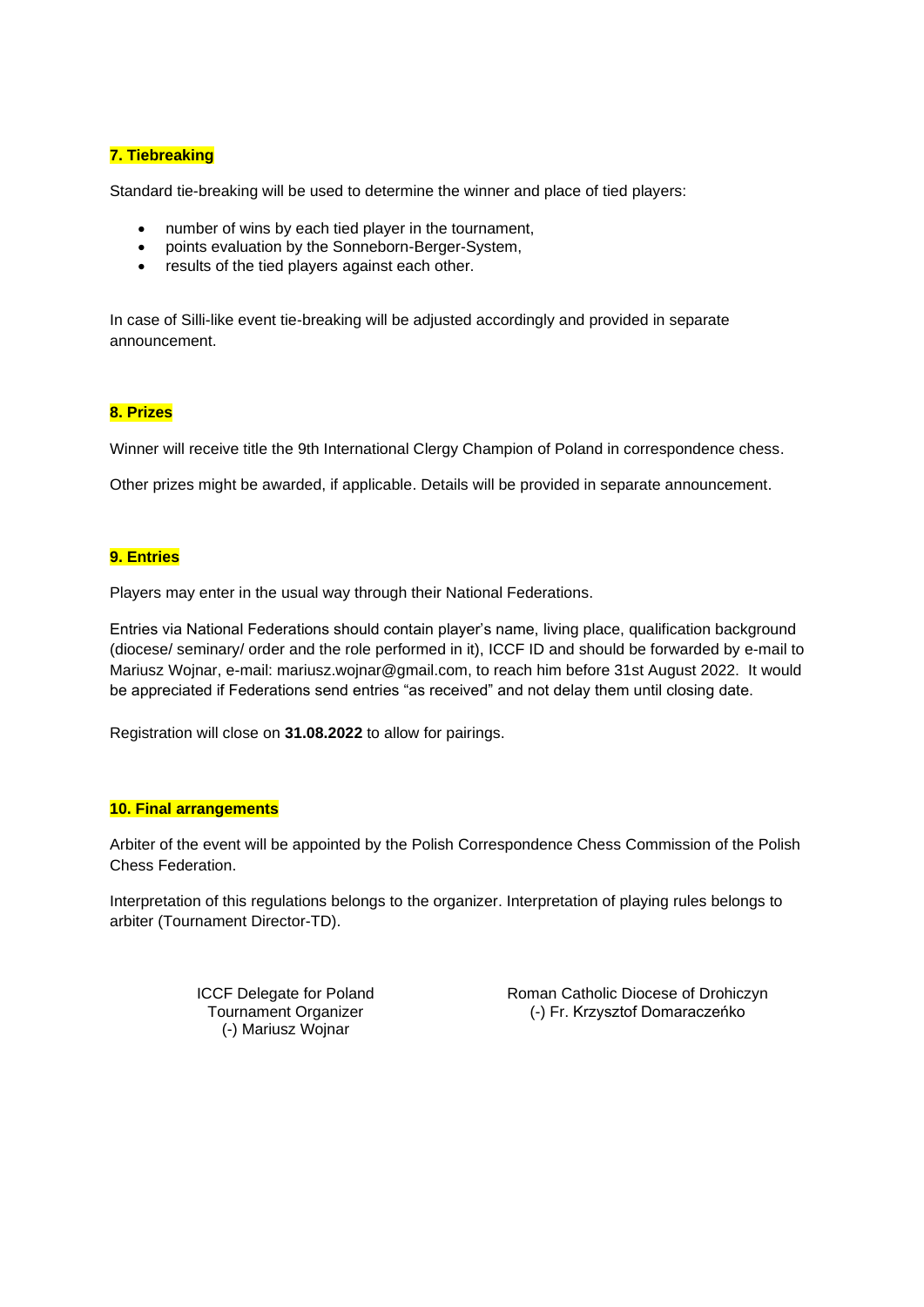### 7. Tiebreaking

Standard tie-breaking will be used to determine the winner and place of tied players:

- number of wins by each tied player in the tournament,
- points evaluation by the Sonneborn-Berger-System,
- results of the tied players against each other.

In case of Silli-like event tie-breaking will be adjusted accordingly and provided in separate announcement.

### 8. Prizes

Winner will receive title the 9th International Clergy Champion of Poland in correspondence chess.

Other prizes might be awarded, if applicable. Details will be provided in separate announcement.

### 9. Entries

Players may enter in the usual way through their National Federations.

Entries via National Federations should contain player's name, living place, qualification background (diocese/ seminary/ order and the role performed in it), ICCF ID and should be forwarded by e-mail to Mariusz Wojnar, e-mail: mariusz.wojnar@gmail.com, to reach him before 31st August 2022. It would be appreciated if Federations send entries "as received" and not delay them until closing date.

Registration will close on **31.08.2022** to allow for pairings.

### 10. Final arrangements

Arbiter of the event will be appointed by the Polish Correspondence Chess Commission of the Polish Chess Federation.

Interpretation of this regulations belongs to the organizer. Interpretation of playing rules belongs to arbiter (Tournament Director-TD).

ICCF Delegate for Poland
Tournament Organizer
(-) Mariusz Wojnar

Roman Catholic Diocese of Drohiczyn
(-) Fr. Krzysztof Domaraczeńko